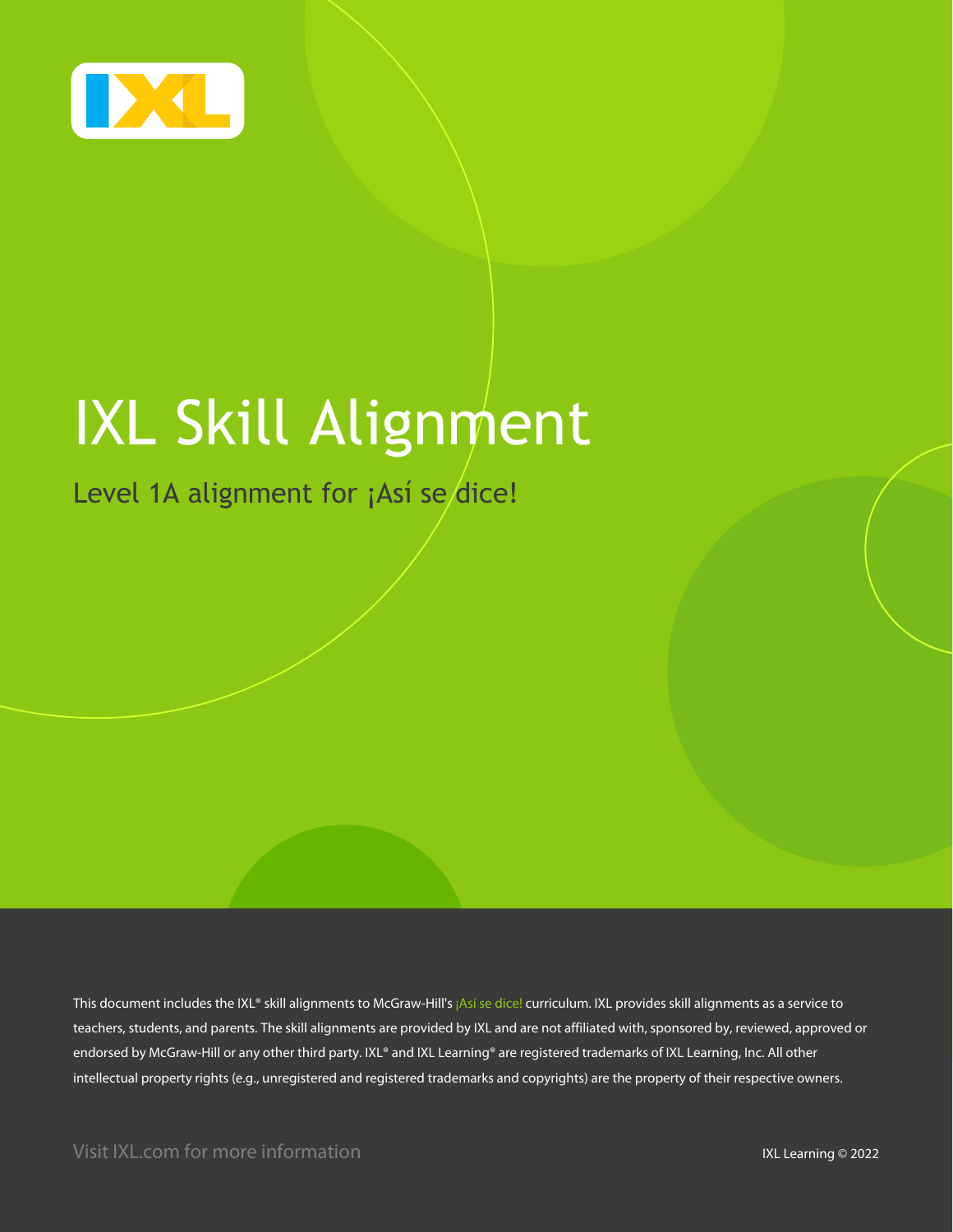# IXL Skill Alignment

## Level 1A alignment for ¡Así se dice!

This document includes the IXL® skill alignments to McGraw-Hill's ¡Así se dice! curriculum. IXL provides skill alignments as a service to teachers, students, and parents. The skill alignments are provided by IXL and are not affiliated with, sponsored by, reviewed, approved or endorsed by McGraw-Hill or any other third party. IXL® and IXL Learning® are registered trademarks of IXL Learning, Inc. All other intellectual property rights (e.g., unregistered and registered trademarks and copyrights) are the property of their respective owners.

Visit IXL.com for more information

IXL Learning © 2022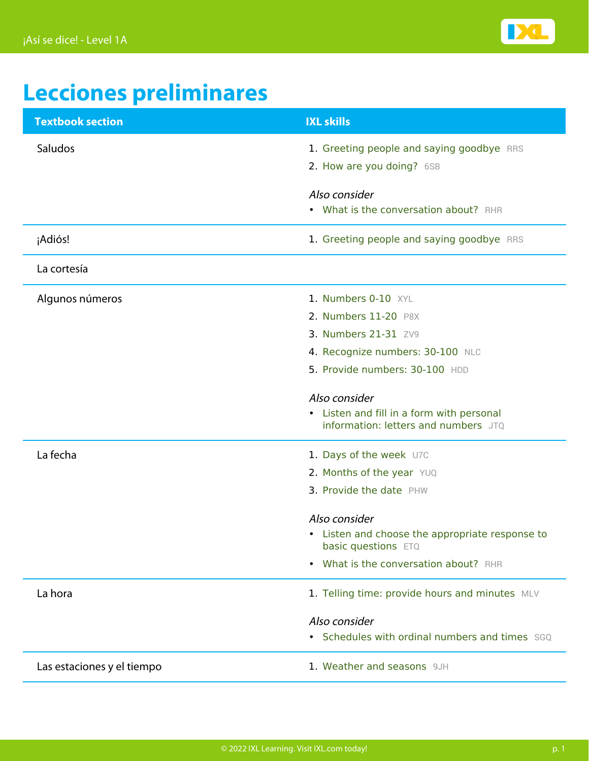# Lecciones preliminares

| Textbook section | IXL skills |
| --- | --- |
| Saludos | 1. Greeting people and saying goodbye RRS<br>2. How are you doing? 6SB<br><br>*Also consider*<br>• What is the conversation about? RHR |
| ¡Adiós! | 1. Greeting people and saying goodbye RRS |
| La cortesía | |
| Algunos números | 1. Numbers 0-10 XYL<br>2. Numbers 11-20 P8X<br>3. Numbers 21-31 ZV9<br>4. Recognize numbers: 30-100 NLC<br>5. Provide numbers: 30-100 HDD<br><br>*Also consider*<br>• Listen and fill in a form with personal information: letters and numbers JTQ |
| La fecha | 1. Days of the week U7C<br>2. Months of the year YUQ<br>3. Provide the date PHW<br><br>*Also consider*<br>• Listen and choose the appropriate response to basic questions ETQ<br>• What is the conversation about? RHR |
| La hora | 1. Telling time: provide hours and minutes MLV<br><br>*Also consider*<br>• Schedules with ordinal numbers and times SGQ |
| Las estaciones y el tiempo | 1. Weather and seasons 9JH |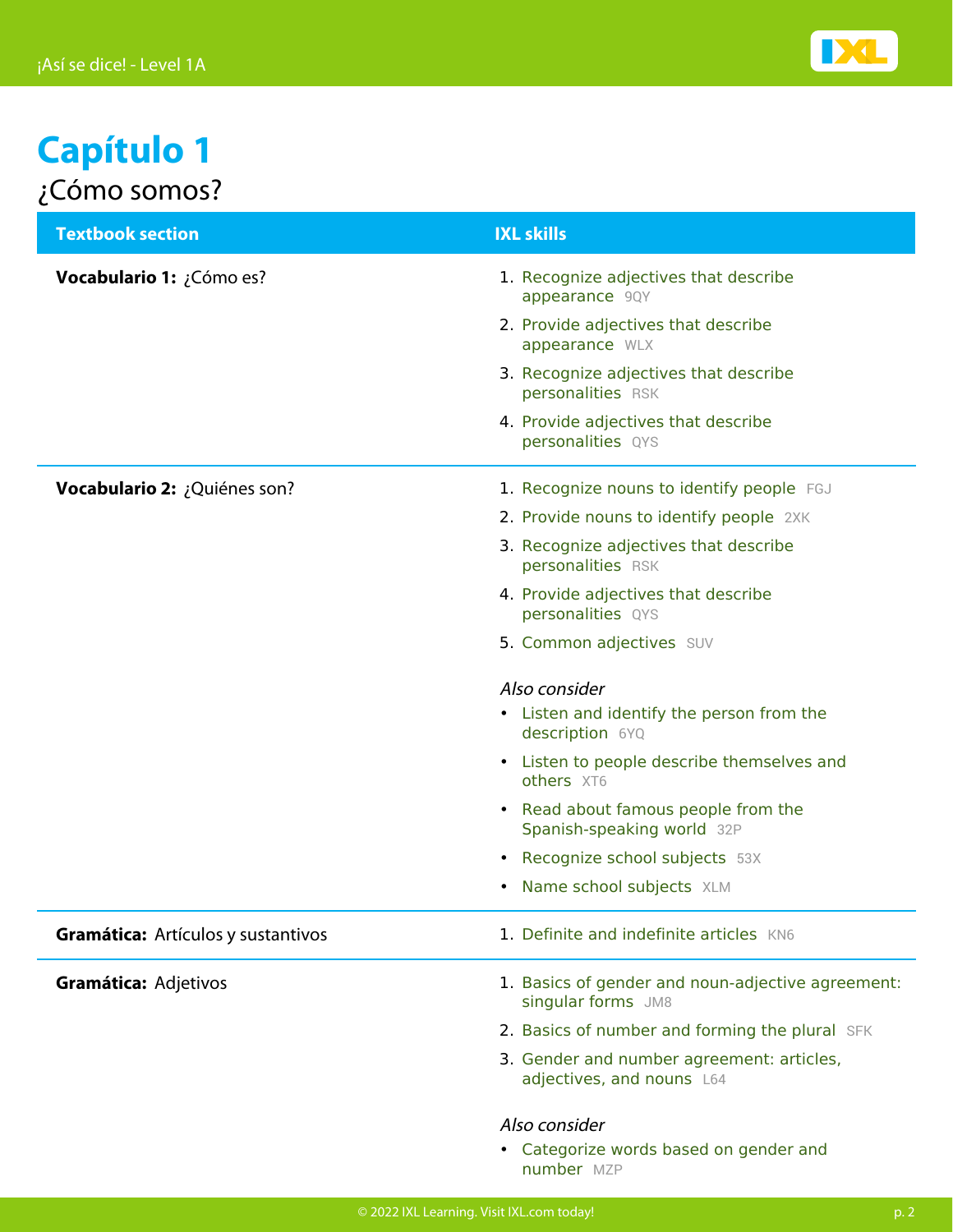# Capítulo 1

## ¿Cómo somos?

| Textbook section | IXL skills |
| --- | --- |
| **Vocabulario 1:** ¿Cómo es? | 1. Recognize adjectives that describe appearance 9QY<br>2. Provide adjectives that describe appearance WLX<br>3. Recognize adjectives that describe personalities RSK<br>4. Provide adjectives that describe personalities QYS |
| **Vocabulario 2:** ¿Quiénes son? | 1. Recognize nouns to identify people FGJ<br>2. Provide nouns to identify people 2XK<br>3. Recognize adjectives that describe personalities RSK<br>4. Provide adjectives that describe personalities QYS<br>5. Common adjectives SUV<br><br>*Also consider*<br>• Listen and identify the person from the description 6YQ<br>• Listen to people describe themselves and others XT6<br>• Read about famous people from the Spanish-speaking world 32P<br>• Recognize school subjects 53X<br>• Name school subjects XLM |
| **Gramática:** Artículos y sustantivos | 1. Definite and indefinite articles KN6 |
| **Gramática:** Adjetivos | 1. Basics of gender and noun-adjective agreement: singular forms JM8<br>2. Basics of number and forming the plural SFK<br>3. Gender and number agreement: articles, adjectives, and nouns L64<br><br>*Also consider*<br>• Categorize words based on gender and number MZP |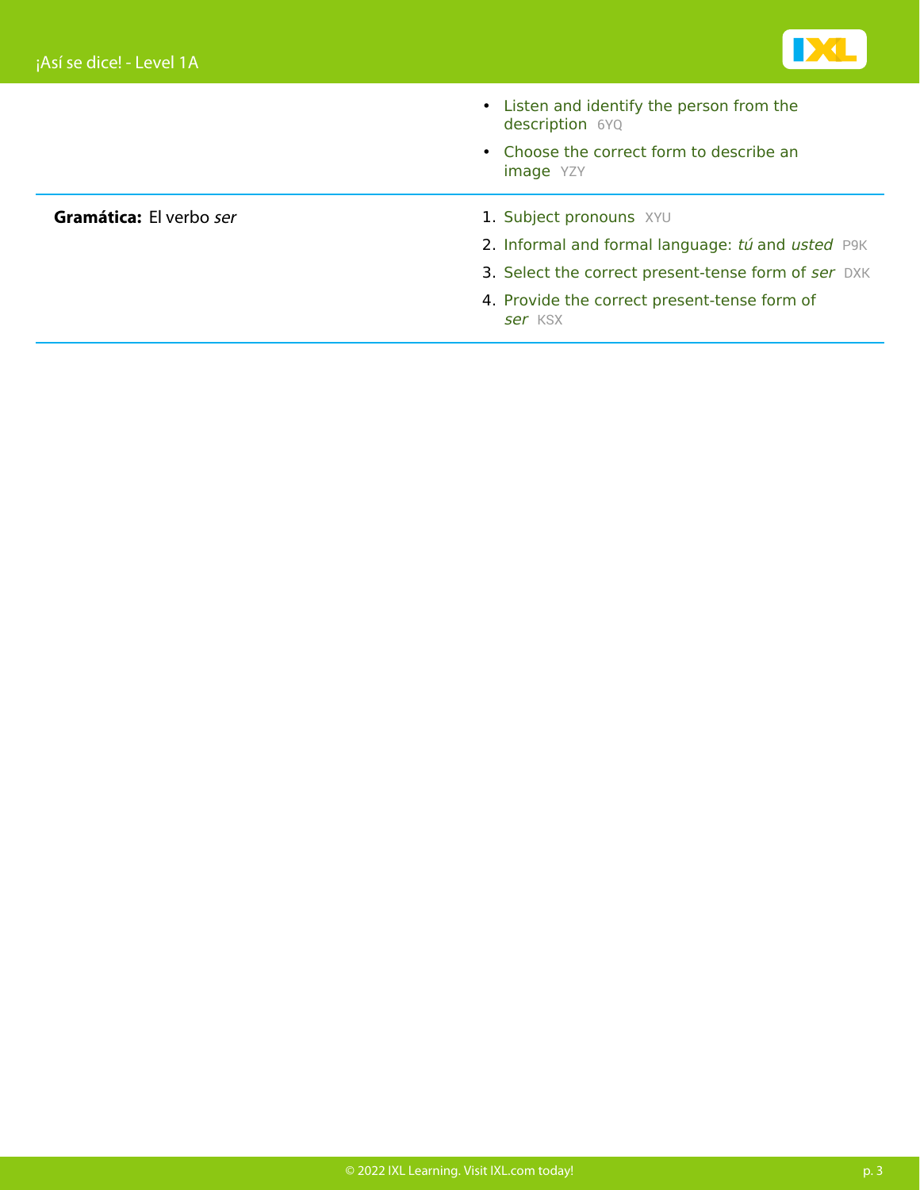- Listen and identify the person from the description 6YQ
- Choose the correct form to describe an image YZY

**Gramática:** El verbo *ser*

1. Subject pronouns XYU
2. Informal and formal language: *tú* and *usted* P9K
3. Select the correct present-tense form of *ser* DXK
4. Provide the correct present-tense form of *ser* KSX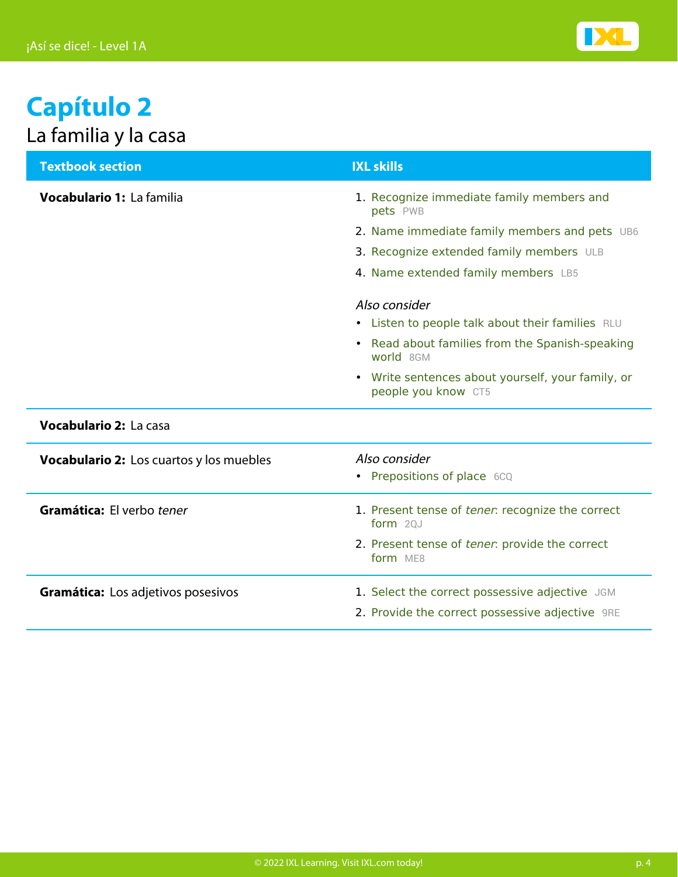# Capítulo 2

La familia y la casa

| Textbook section | IXL skills |
| --- | --- |
| **Vocabulario 1:** La familia | 1. Recognize immediate family members and pets PWB<br>2. Name immediate family members and pets UB6<br>3. Recognize extended family members ULB<br>4. Name extended family members LB5<br><br>*Also consider*<br>• Listen to people talk about their families RLU<br>• Read about families from the Spanish-speaking world 8GM<br>• Write sentences about yourself, your family, or people you know CT5 |
| **Vocabulario 2:** La casa | |
| **Vocabulario 2:** Los cuartos y los muebles | *Also consider*<br>• Prepositions of place 6CQ |
| **Gramática:** El verbo *tener* | 1. Present tense of *tener*: recognize the correct form 2QJ<br>2. Present tense of *tener*: provide the correct form ME8 |
| **Gramática:** Los adjetivos posesivos | 1. Select the correct possessive adjective JGM<br>2. Provide the correct possessive adjective 9RE |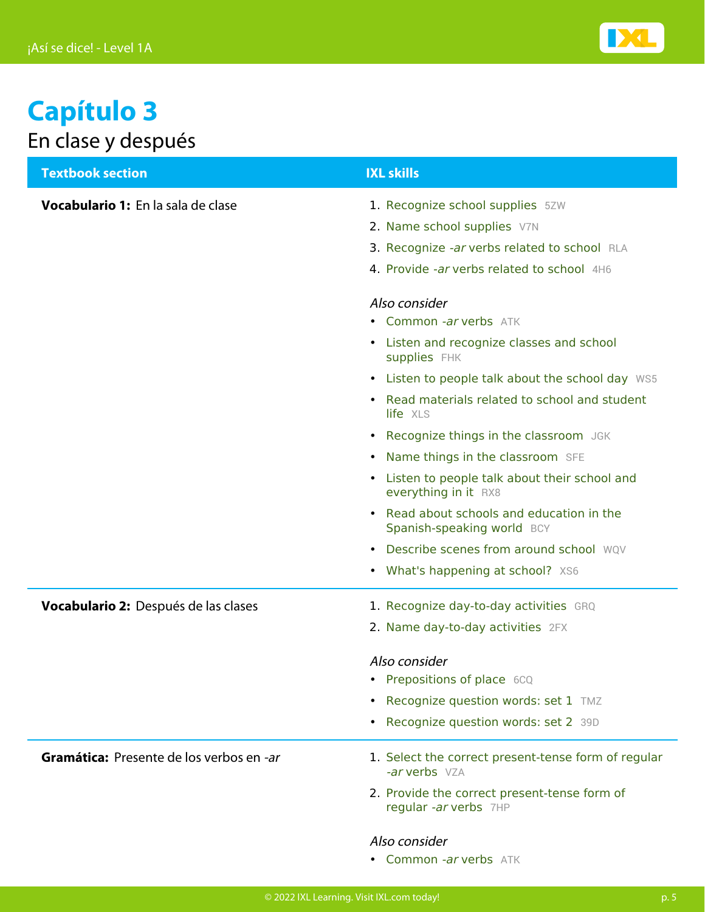# Capítulo 3

## En clase y después

| Textbook section | IXL skills |
|---|---|
| **Vocabulario 1:** En la sala de clase | 1. Recognize school supplies 5ZW<br>2. Name school supplies V7N<br>3. Recognize *-ar* verbs related to school RLA<br>4. Provide *-ar* verbs related to school 4H6<br><br>*Also consider*<br>• Common *-ar* verbs ATK<br>• Listen and recognize classes and school supplies FHK<br>• Listen to people talk about the school day WS5<br>• Read materials related to school and student life XLS<br>• Recognize things in the classroom JGK<br>• Name things in the classroom SFE<br>• Listen to people talk about their school and everything in it RX8<br>• Read about schools and education in the Spanish-speaking world BCY<br>• Describe scenes from around school WQV<br>• What's happening at school? XS6 |
| **Vocabulario 2:** Después de las clases | 1. Recognize day-to-day activities GRQ<br>2. Name day-to-day activities 2FX<br><br>*Also consider*<br>• Prepositions of place 6CQ<br>• Recognize question words: set 1 TMZ<br>• Recognize question words: set 2 39D |
| **Gramática:** Presente de los verbos en *-ar* | 1. Select the correct present-tense form of regular *-ar* verbs VZA<br>2. Provide the correct present-tense form of regular *-ar* verbs 7HP<br><br>*Also consider*<br>• Common *-ar* verbs ATK |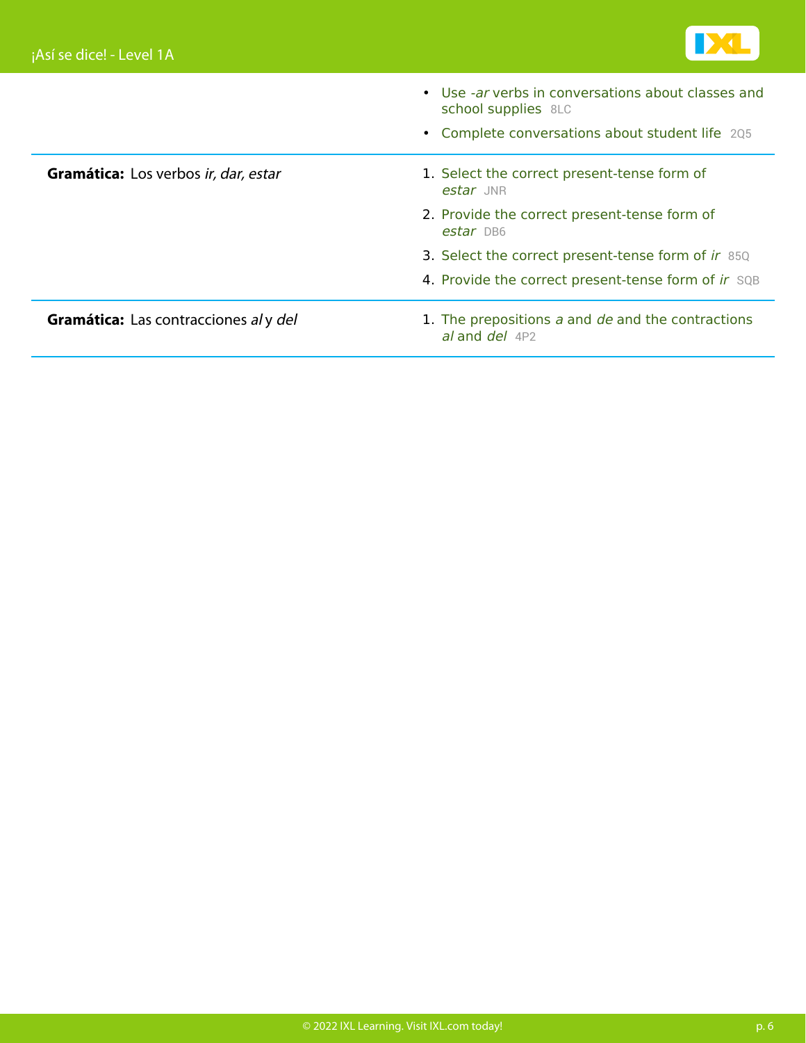| | |
|---|---|
| | • Use *-ar* verbs in conversations about classes and school supplies 8LC<br>• Complete conversations about student life 2Q5 |
| **Gramática:** Los verbos *ir, dar, estar* | 1. Select the correct present-tense form of *estar* JNR<br>2. Provide the correct present-tense form of *estar* DB6<br>3. Select the correct present-tense form of *ir* 85Q<br>4. Provide the correct present-tense form of *ir* SQB |
| **Gramática:** Las contracciones *al* y *del* | 1. The prepositions *a* and *de* and the contractions *al* and *del* 4P2 |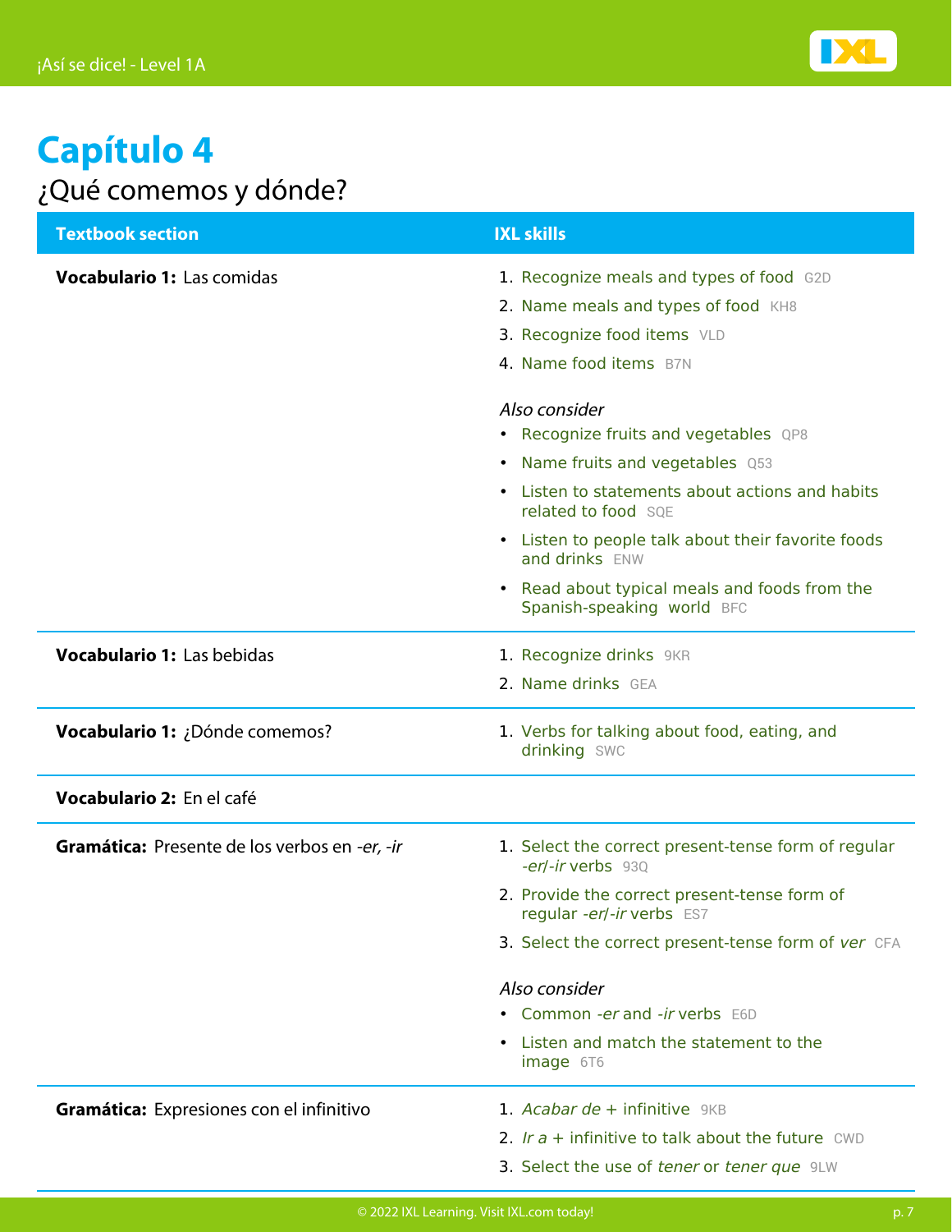# Capítulo 4

## ¿Qué comemos y dónde?

| Textbook section | IXL skills |
|---|---|
| **Vocabulario 1:** Las comidas | 1. Recognize meals and types of food G2D<br>2. Name meals and types of food KH8<br>3. Recognize food items VLD<br>4. Name food items B7N<br><br>*Also consider*<br>• Recognize fruits and vegetables QP8<br>• Name fruits and vegetables Q53<br>• Listen to statements about actions and habits related to food SQE<br>• Listen to people talk about their favorite foods and drinks ENW<br>• Read about typical meals and foods from the Spanish-speaking world BFC |
| **Vocabulario 1:** Las bebidas | 1. Recognize drinks 9KR<br>2. Name drinks GEA |
| **Vocabulario 1:** ¿Dónde comemos? | 1. Verbs for talking about food, eating, and drinking SWC |
| **Vocabulario 2:** En el café | |
| **Gramática:** Presente de los verbos en *-er, -ir* | 1. Select the correct present-tense form of regular *-er*/*-ir* verbs 93Q<br>2. Provide the correct present-tense form of regular *-er*/*-ir* verbs ES7<br>3. Select the correct present-tense form of *ver* CFA<br><br>*Also consider*<br>• Common *-er* and *-ir* verbs E6D<br>• Listen and match the statement to the image 6T6 |
| **Gramática:** Expresiones con el infinitivo | 1. *Acabar de* + infinitive 9KB<br>2. *Ir a* + infinitive to talk about the future CWD<br>3. Select the use of *tener* or *tener que* 9LW |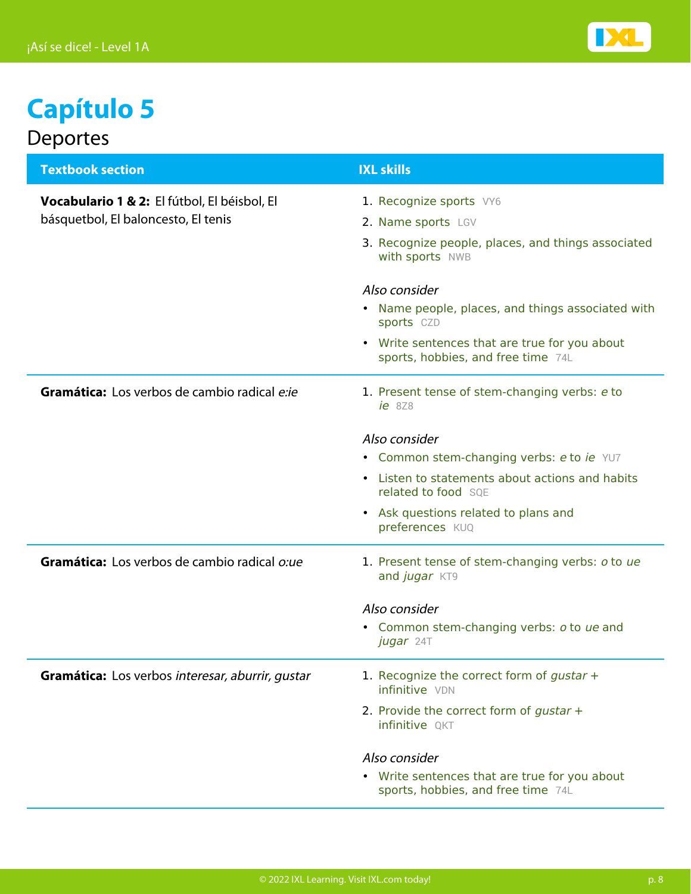# Capítulo 5

Deportes

| Textbook section | IXL skills |
| --- | --- |
| **Vocabulario 1 & 2:** El fútbol, El béisbol, El básquetbol, El baloncesto, El tenis | 1. Recognize sports VY6<br>2. Name sports LGV<br>3. Recognize people, places, and things associated with sports NWB<br><br>*Also consider*<br>• Name people, places, and things associated with sports CZD<br>• Write sentences that are true for you about sports, hobbies, and free time 74L |
| **Gramática:** Los verbos de cambio radical *e:ie* | 1. Present tense of stem-changing verbs: *e* to *ie* 8Z8<br><br>*Also consider*<br>• Common stem-changing verbs: *e* to *ie* YU7<br>• Listen to statements about actions and habits related to food SQE<br>• Ask questions related to plans and preferences KUQ |
| **Gramática:** Los verbos de cambio radical *o:ue* | 1. Present tense of stem-changing verbs: *o* to *ue* and *jugar* KT9<br><br>*Also consider*<br>• Common stem-changing verbs: *o* to *ue* and *jugar* 24T |
| **Gramática:** Los verbos *interesar, aburrir, gustar* | 1. Recognize the correct form of *gustar* + infinitive VDN<br>2. Provide the correct form of *gustar* + infinitive QKT<br><br>*Also consider*<br>• Write sentences that are true for you about sports, hobbies, and free time 74L |